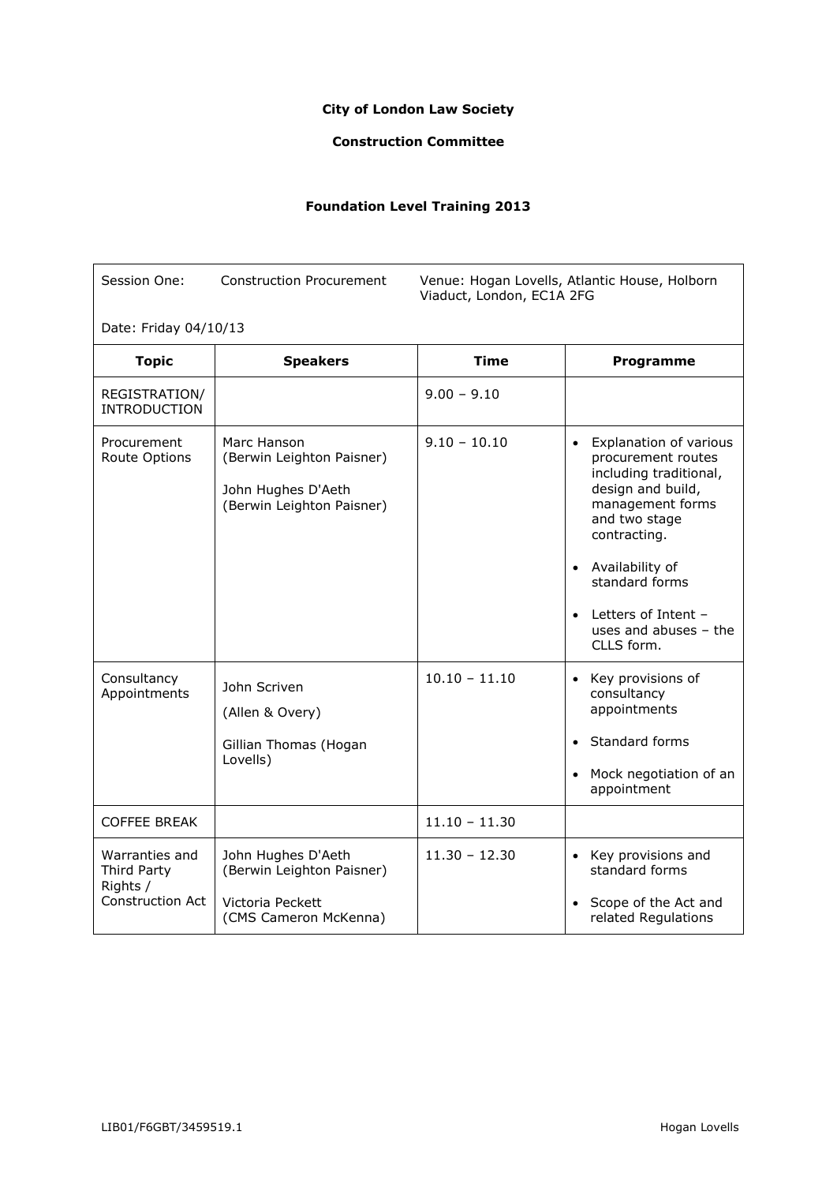**City of London Law Society**

**Construction Committee**

**Foundation Level Training 2013**

Session One: Construction Procurement

Venue: Hogan Lovells, Atlantic House, Holborn Viaduct, London, EC1A 2FG

Date: Friday 04/10/13

| **Topic** | **Speakers** | **Time** | **Programme** |
|---|---|---|---|
| REGISTRATION/ INTRODUCTION | | 9.00 – 9.10 | |
| Procurement Route Options | Marc Hanson (Berwin Leighton Paisner)<br><br>John Hughes D'Aeth (Berwin Leighton Paisner) | 9.10 – 10.10 | • Explanation of various procurement routes including traditional, design and build, management forms and two stage contracting.<br><br>• Availability of standard forms<br><br>• Letters of Intent – uses and abuses – the CLLS form. |
| Consultancy Appointments | John Scriven<br><br>(Allen & Overy)<br><br>Gillian Thomas (Hogan Lovells) | 10.10 – 11.10 | • Key provisions of consultancy appointments<br><br>• Standard forms<br><br>• Mock negotiation of an appointment |
| COFFEE BREAK | | 11.10 – 11.30 | |
| Warranties and Third Party Rights / Construction Act | John Hughes D'Aeth (Berwin Leighton Paisner)<br><br>Victoria Peckett (CMS Cameron McKenna) | 11.30 – 12.30 | • Key provisions and standard forms<br><br>• Scope of the Act and related Regulations |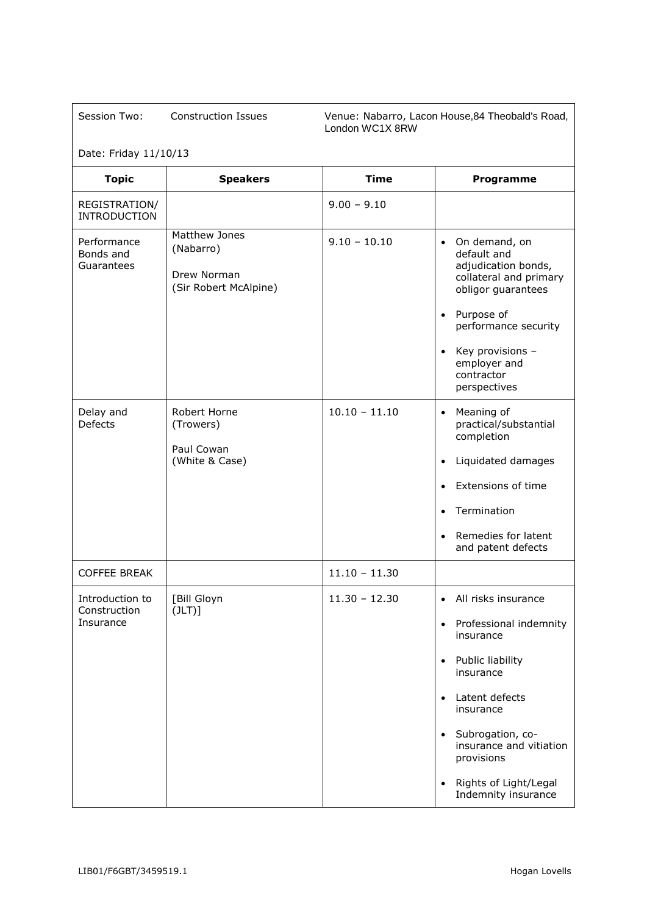| Session Two: | Construction Issues | Venue: Nabarro, Lacon House,84 Theobald's Road, London WC1X 8RW | |
|---|---|---|---|
| Date: Friday 11/10/13 | | | |
| **Topic** | **Speakers** | **Time** | **Programme** |
| REGISTRATION/ INTRODUCTION | | 9.00 – 9.10 | |
| Performance Bonds and Guarantees | Matthew Jones (Nabarro)<br><br>Drew Norman (Sir Robert McAlpine) | 9.10 – 10.10 | • On demand, on default and adjudication bonds, collateral and primary obligor guarantees<br>• Purpose of performance security<br>• Key provisions – employer and contractor perspectives |
| Delay and Defects | Robert Horne (Trowers)<br><br>Paul Cowan (White & Case) | 10.10 – 11.10 | • Meaning of practical/substantial completion<br>• Liquidated damages<br>• Extensions of time<br>• Termination<br>• Remedies for latent and patent defects |
| COFFEE BREAK | | 11.10 – 11.30 | |
| Introduction to Construction Insurance | [Bill Gloyn (JLT)] | 11.30 – 12.30 | • All risks insurance<br>• Professional indemnity insurance<br>• Public liability insurance<br>• Latent defects insurance<br>• Subrogation, co-insurance and vitiation provisions<br>• Rights of Light/Legal Indemnity insurance |

LIB01/F6GBT/3459519.1 Hogan Lovells